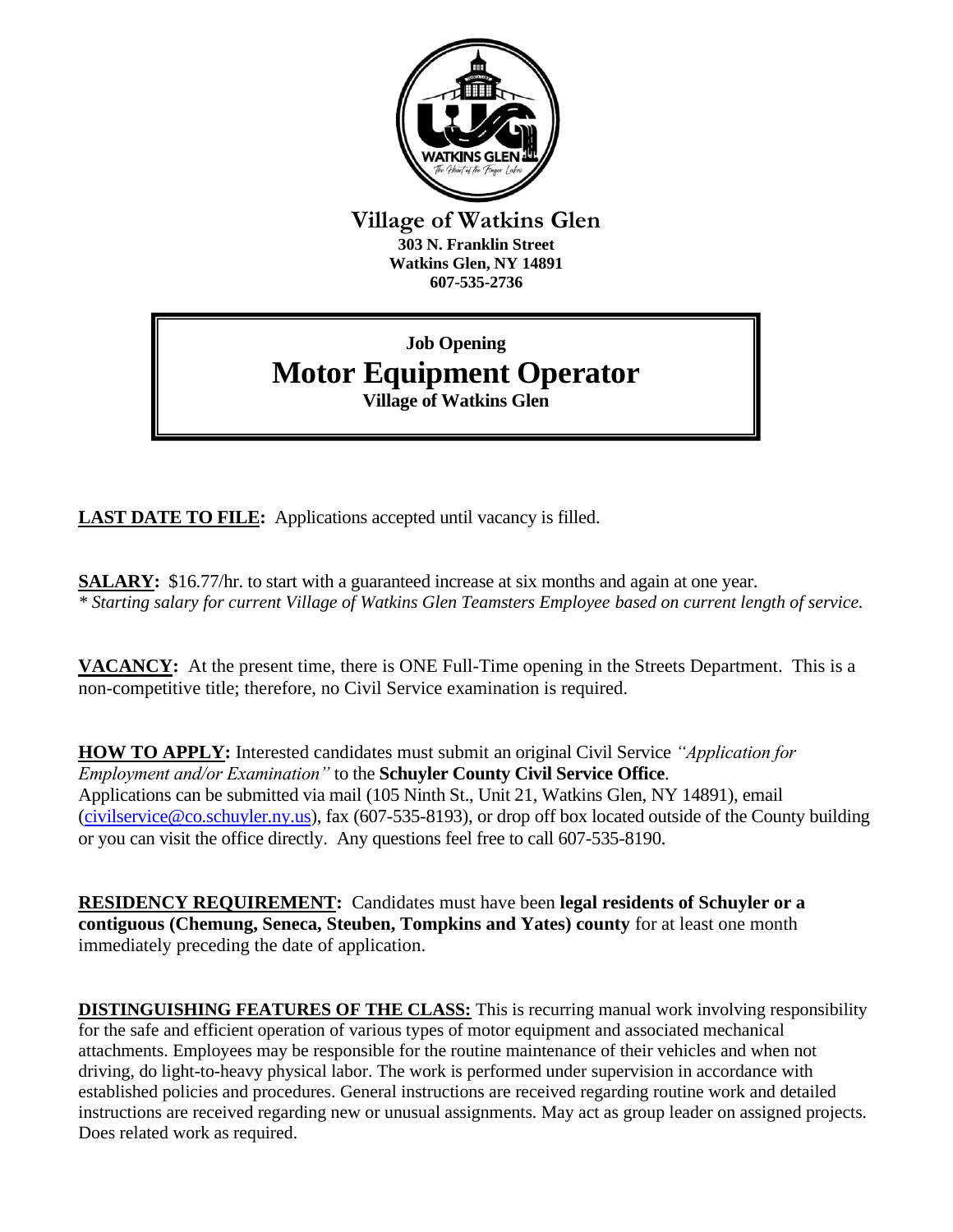**Village of Watkins Glen**
**303 N. Franklin Street**
**Watkins Glen, NY 14891**
**607-535-2736**

**Job Opening**

# Motor Equipment Operator

**Village of Watkins Glen**

**LAST DATE TO FILE:** Applications accepted until vacancy is filled.

**SALARY:** $16.77/hr. to start with a guaranteed increase at six months and again at one year.
*\* Starting salary for current Village of Watkins Glen Teamsters Employee based on current length of service.*

**VACANCY:** At the present time, there is ONE Full-Time opening in the Streets Department. This is a non-competitive title; therefore, no Civil Service examination is required.

**HOW TO APPLY:** Interested candidates must submit an original Civil Service *"Application for Employment and/or Examination"* to the **Schuyler County Civil Service Office**.
Applications can be submitted via mail (105 Ninth St., Unit 21, Watkins Glen, NY 14891), email (civilservice@co.schuyler.ny.us), fax (607-535-8193), or drop off box located outside of the County building or you can visit the office directly. Any questions feel free to call 607-535-8190.

**RESIDENCY REQUIREMENT:** Candidates must have been **legal residents of Schuyler or a contiguous (Chemung, Seneca, Steuben, Tompkins and Yates) county** for at least one month immediately preceding the date of application.

**DISTINGUISHING FEATURES OF THE CLASS:** This is recurring manual work involving responsibility for the safe and efficient operation of various types of motor equipment and associated mechanical attachments. Employees may be responsible for the routine maintenance of their vehicles and when not driving, do light-to-heavy physical labor. The work is performed under supervision in accordance with established policies and procedures. General instructions are received regarding routine work and detailed instructions are received regarding new or unusual assignments. May act as group leader on assigned projects. Does related work as required.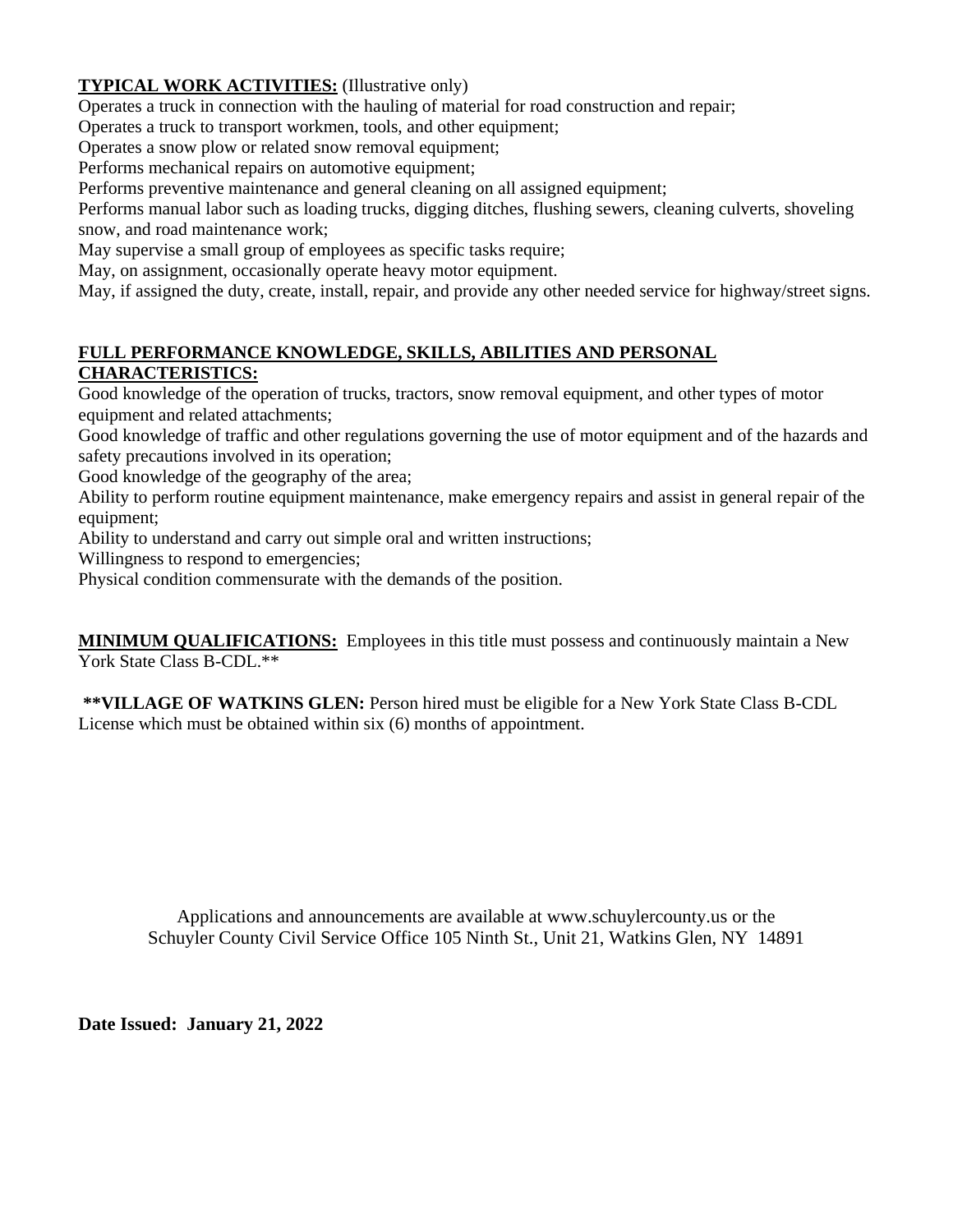**TYPICAL WORK ACTIVITIES:** (Illustrative only)

Operates a truck in connection with the hauling of material for road construction and repair;
Operates a truck to transport workmen, tools, and other equipment;
Operates a snow plow or related snow removal equipment;
Performs mechanical repairs on automotive equipment;
Performs preventive maintenance and general cleaning on all assigned equipment;
Performs manual labor such as loading trucks, digging ditches, flushing sewers, cleaning culverts, shoveling snow, and road maintenance work;
May supervise a small group of employees as specific tasks require;
May, on assignment, occasionally operate heavy motor equipment.
May, if assigned the duty, create, install, repair, and provide any other needed service for highway/street signs.

**FULL PERFORMANCE KNOWLEDGE, SKILLS, ABILITIES AND PERSONAL CHARACTERISTICS:**

Good knowledge of the operation of trucks, tractors, snow removal equipment, and other types of motor equipment and related attachments;
Good knowledge of traffic and other regulations governing the use of motor equipment and of the hazards and safety precautions involved in its operation;
Good knowledge of the geography of the area;
Ability to perform routine equipment maintenance, make emergency repairs and assist in general repair of the equipment;
Ability to understand and carry out simple oral and written instructions;
Willingness to respond to emergencies;
Physical condition commensurate with the demands of the position.

**MINIMUM QUALIFICATIONS:** Employees in this title must possess and continuously maintain a New York State Class B-CDL.**

**\*\*VILLAGE OF WATKINS GLEN:** Person hired must be eligible for a New York State Class B-CDL License which must be obtained within six (6) months of appointment.

Applications and announcements are available at www.schuylercounty.us or the Schuyler County Civil Service Office 105 Ninth St., Unit 21, Watkins Glen, NY 14891

**Date Issued: January 21, 2022**